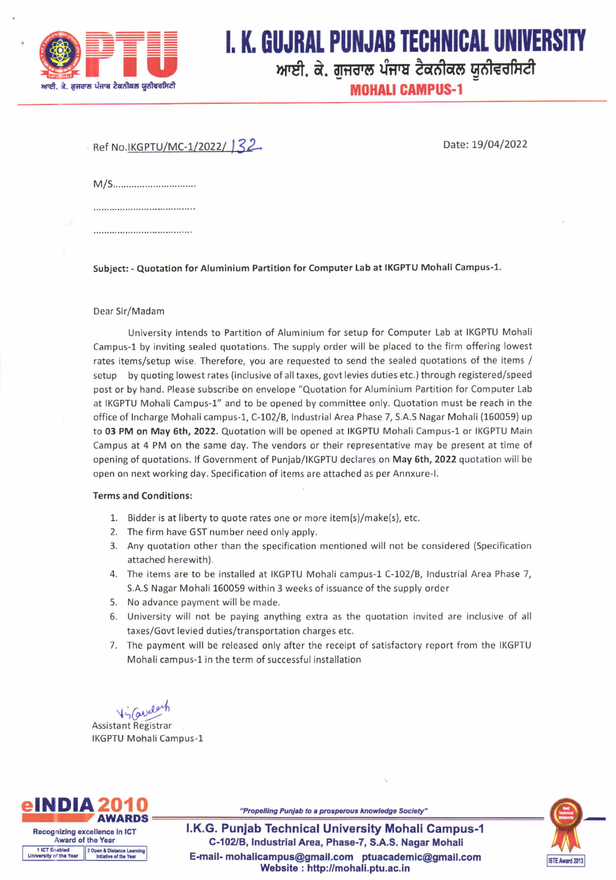# I. K. GUJRAL PUNJAB TECHNICAL UNIVERSITY

ਆਈ. ਕੇ. ਗੁਜਰਾਲ ਪੰਜਾਬ ਟੈਕਨੀਕਲ ਯੂਨੀਵਰਸਿਟੀ

**MOHALI CAMPUS-1**

Ref No.IKGPTU/MC-1/2022/ 132

Date: 19/04/2022

M/S..............................

.....................................

.....................................

**Subject: - Quotation for Aluminium Partition for Computer Lab at IKGPTU Mohali Campus-1.**

Dear Sir/Madam

University intends to Partition of Aluminium for setup for Computer Lab at IKGPTU Mohali Campus-1 by inviting sealed quotations. The supply order will be placed to the firm offering lowest rates items/setup wise. Therefore, you are requested to send the sealed quotations of the items / setup by quoting lowest rates (inclusive of all taxes, govt levies duties etc.) through registered/speed post or by hand. Please subscribe on envelope "Quotation for Aluminium Partition for Computer Lab at IKGPTU Mohali Campus-1" and to be opened by committee only. Quotation must be reach in the office of Incharge Mohali campus-1, C-102/B, Industrial Area Phase 7, S.A.S Nagar Mohali (160059) up to **03 PM on May 6th, 2022.** Quotation will be opened at IKGPTU Mohali Campus-1 or IKGPTU Main Campus at 4 PM on the same day. The vendors or their representative may be present at time of opening of quotations. If Government of Punjab/IKGPTU declares on **May 6th, 2022** quotation will be open on next working day. Specification of items are attached as per Annxure-I.

**Terms and Conditions:**

1. Bidder is at liberty to quote rates one or more item(s)/make(s), etc.
2. The firm have GST number need only apply.
3. Any quotation other than the specification mentioned will not be considered (Specification attached herewith).
4. The items are to be installed at IKGPTU Mohali campus-1 C-102/B, Industrial Area Phase 7, S.A.S Nagar Mohali 160059 within 3 weeks of issuance of the supply order
5. No advance payment will be made.
6. University will not be paying anything extra as the quotation invited are inclusive of all taxes/Govt levied duties/transportation charges etc.
7. The payment will be released only after the receipt of satisfactory report from the IKGPTU Mohali campus-1 in the term of successful installation

Assistant Registrar
IKGPTU Mohali Campus-1

eINDIA 2010 AWARDS — Recognizing excellence in ICT — Award of the Year — 1 ICT Enabled University of the Year — 2 Open & Distance Learning Initiative of the Year

*"Propelling Punjab to a prosperous knowledge Society"*

**I.K.G. Punjab Technical University Mohali Campus-1**
**C-102/B, Industrial Area, Phase-7, S.A.S. Nagar Mohali**
**E-mail- mohalicampus@gmail.com ptuacademic@gmail.com**
**Website : http://mohali.ptu.ac.in**

ISTE Award 2013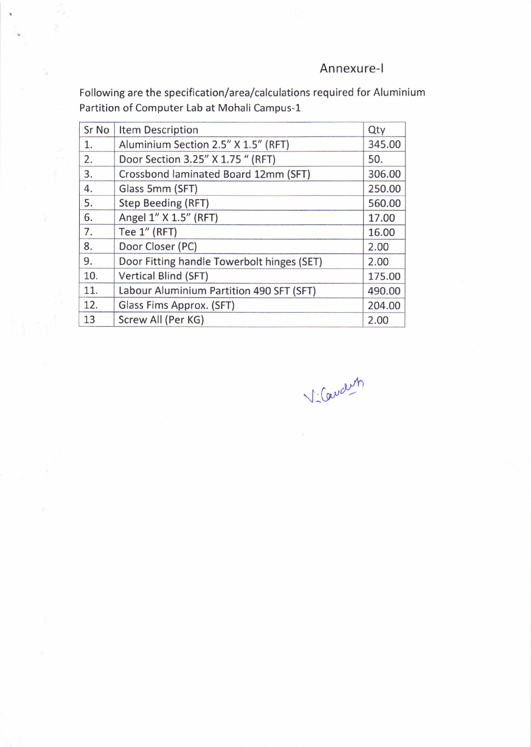Annexure-I

Following are the specification/area/calculations required for Aluminium Partition of Computer Lab at Mohali Campus-1

| Sr No | Item Description | Qty |
|---|---|---|
| 1. | Aluminium Section 2.5" X 1.5" (RFT) | 345.00 |
| 2. | Door Section 3.25" X 1.75 " (RFT) | 50. |
| 3. | Crossbond laminated Board 12mm (SFT) | 306.00 |
| 4. | Glass 5mm (SFT) | 250.00 |
| 5. | Step Beeding (RFT) | 560.00 |
| 6. | Angel 1" X 1.5" (RFT) | 17.00 |
| 7. | Tee 1" (RFT) | 16.00 |
| 8. | Door Closer (PC) | 2.00 |
| 9. | Door Fitting handle Towerbolt hinges (SET) | 2.00 |
| 10. | Vertical Blind (SFT) | 175.00 |
| 11. | Labour Aluminium Partition 490 SFT (SFT) | 490.00 |
| 12. | Glass Fims Approx. (SFT) | 204.00 |
| 13 | Screw All (Per KG) | 2.00 |

V. Cawdeth